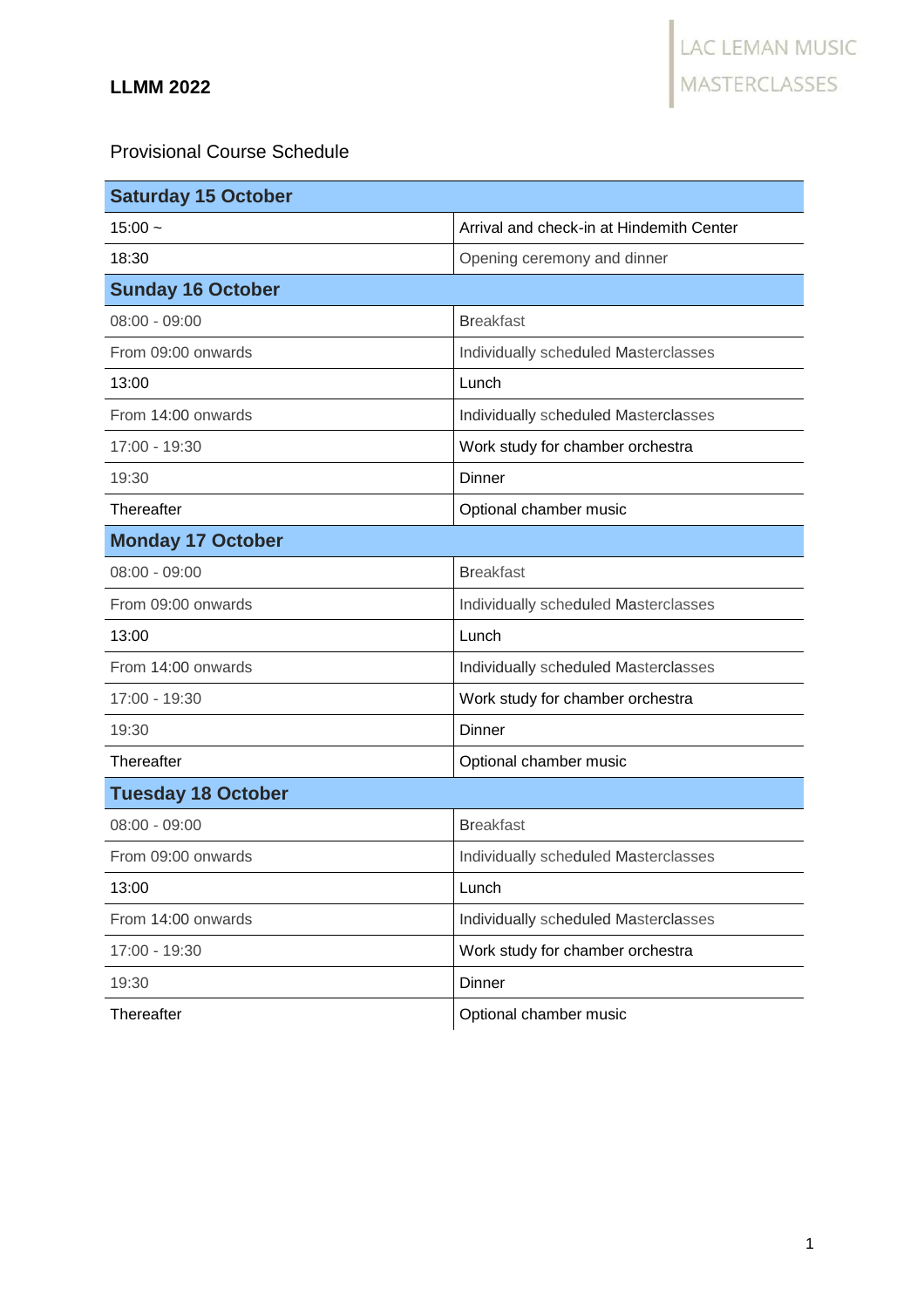**LLMM 2022**

LAC LEMAN MUSIC MASTERCLASSES

Provisional Course Schedule

| **Saturday 15 October** | |
|---|---|
| 15:00 ~ | Arrival and check-in at Hindemith Center |
| 18:30 | Opening ceremony and dinner |
| **Sunday 16 October** | |
| 08:00 - 09:00 | Breakfast |
| From 09:00 onwards | Individually scheduled Masterclasses |
| 13:00 | Lunch |
| From 14:00 onwards | Individually scheduled Masterclasses |
| 17:00 - 19:30 | Work study for chamber orchestra |
| 19:30 | Dinner |
| Thereafter | Optional chamber music |
| **Monday 17 October** | |
| 08:00 - 09:00 | Breakfast |
| From 09:00 onwards | Individually scheduled Masterclasses |
| 13:00 | Lunch |
| From 14:00 onwards | Individually scheduled Masterclasses |
| 17:00 - 19:30 | Work study for chamber orchestra |
| 19:30 | Dinner |
| Thereafter | Optional chamber music |
| **Tuesday 18 October** | |
| 08:00 - 09:00 | Breakfast |
| From 09:00 onwards | Individually scheduled Masterclasses |
| 13:00 | Lunch |
| From 14:00 onwards | Individually scheduled Masterclasses |
| 17:00 - 19:30 | Work study for chamber orchestra |
| 19:30 | Dinner |
| Thereafter | Optional chamber music |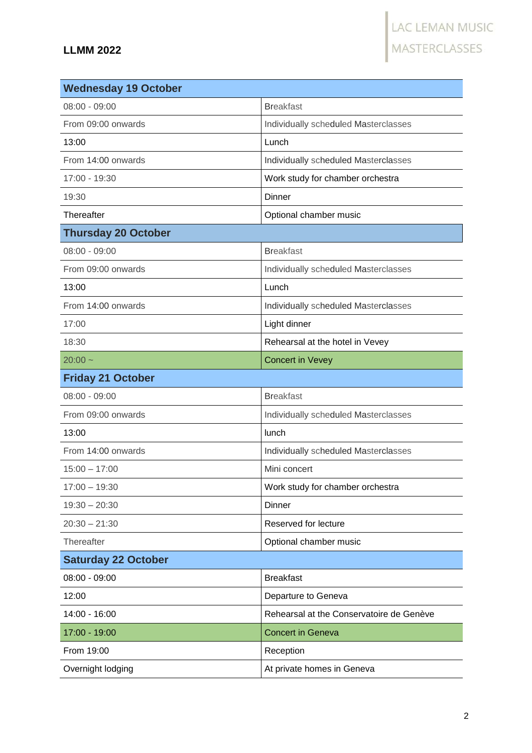**LLMM 2022**

LAC LEMAN MUSIC MASTERCLASSES

| | |
|---|---|
| **Wednesday 19 October** | |
| 08:00 - 09:00 | Breakfast |
| From 09:00 onwards | Individually scheduled Masterclasses |
| 13:00 | Lunch |
| From 14:00 onwards | Individually scheduled Masterclasses |
| 17:00 - 19:30 | Work study for chamber orchestra |
| 19:30 | Dinner |
| Thereafter | Optional chamber music |
| **Thursday 20 October** | |
| 08:00 - 09:00 | Breakfast |
| From 09:00 onwards | Individually scheduled Masterclasses |
| 13:00 | Lunch |
| From 14:00 onwards | Individually scheduled Masterclasses |
| 17:00 | Light dinner |
| 18:30 | Rehearsal at the hotel in Vevey |
| 20:00 ~ | Concert in Vevey |
| **Friday 21 October** | |
| 08:00 - 09:00 | Breakfast |
| From 09:00 onwards | Individually scheduled Masterclasses |
| 13:00 | lunch |
| From 14:00 onwards | Individually scheduled Masterclasses |
| 15:00 – 17:00 | Mini concert |
| 17:00 – 19:30 | Work study for chamber orchestra |
| 19:30 – 20:30 | Dinner |
| 20:30 – 21:30 | Reserved for lecture |
| Thereafter | Optional chamber music |
| **Saturday 22 October** | |
| 08:00 - 09:00 | Breakfast |
| 12:00 | Departure to Geneva |
| 14:00 - 16:00 | Rehearsal at the Conservatoire de Genève |
| 17:00 - 19:00 | Concert in Geneva |
| From 19:00 | Reception |
| Overnight lodging | At private homes in Geneva |